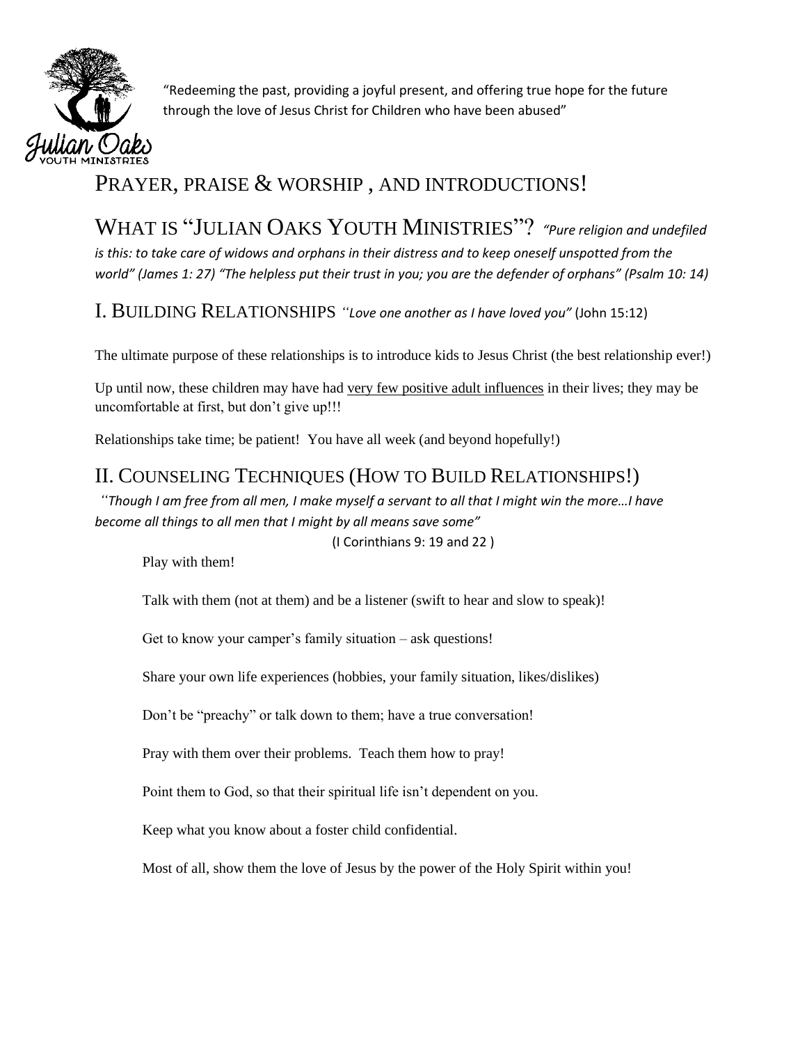"Redeeming the past, providing a joyful present, and offering true hope for the future through the love of Jesus Christ for Children who have been abused"

## PRAYER, PRAISE & WORSHIP , AND INTRODUCTIONS!

## WHAT IS "JULIAN OAKS YOUTH MINISTRIES"? *"Pure religion and undefiled is this: to take care of widows and orphans in their distress and to keep oneself unspotted from the world" (James 1: 27) "The helpless put their trust in you; you are the defender of orphans" (Psalm 10: 14)*

## I. BUILDING RELATIONSHIPS *"Love one another as I have loved you"* (John 15:12)

The ultimate purpose of these relationships is to introduce kids to Jesus Christ (the best relationship ever!)

Up until now, these children may have had <u>very few positive adult influences</u> in their lives; they may be uncomfortable at first, but don't give up!!!

Relationships take time; be patient! You have all week (and beyond hopefully!)

## II. COUNSELING TECHNIQUES (HOW TO BUILD RELATIONSHIPS!)

*"Though I am free from all men, I make myself a servant to all that I might win the more…I have become all things to all men that I might by all means save some"*

(I Corinthians 9: 19 and 22 )

Play with them!

Talk with them (not at them) and be a listener (swift to hear and slow to speak)!

Get to know your camper's family situation – ask questions!

Share your own life experiences (hobbies, your family situation, likes/dislikes)

Don't be "preachy" or talk down to them; have a true conversation!

Pray with them over their problems. Teach them how to pray!

Point them to God, so that their spiritual life isn't dependent on you.

Keep what you know about a foster child confidential.

Most of all, show them the love of Jesus by the power of the Holy Spirit within you!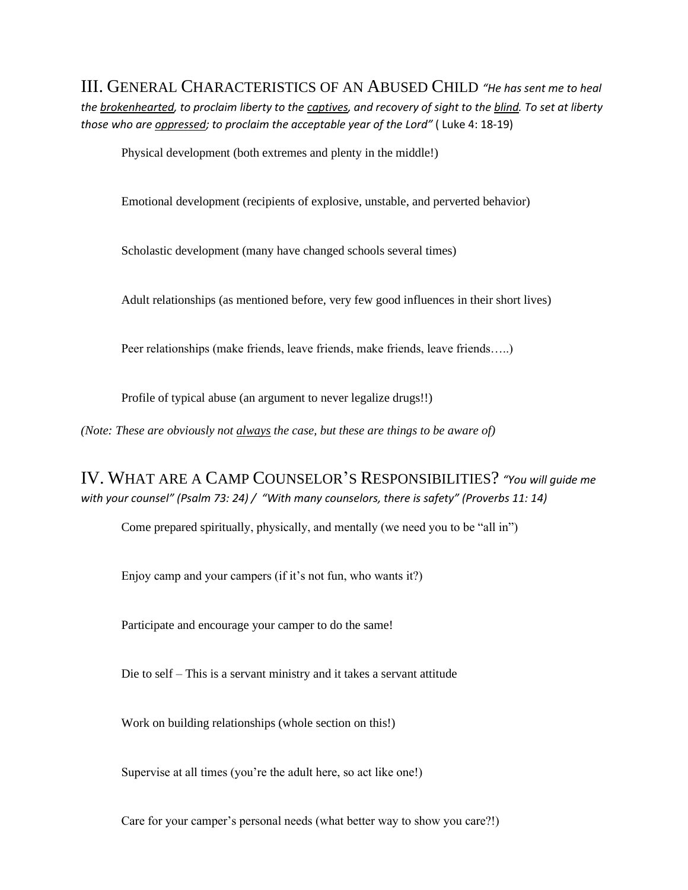## III. General Characteristics of an Abused Child *"He has sent me to heal the <u>brokenhearted</u>, to proclaim liberty to the <u>captives</u>, and recovery of sight to the <u>blind</u>. To set at liberty those who are <u>oppressed</u>; to proclaim the acceptable year of the Lord"* ( Luke 4: 18-19)

Physical development (both extremes and plenty in the middle!)

Emotional development (recipients of explosive, unstable, and perverted behavior)

Scholastic development (many have changed schools several times)

Adult relationships (as mentioned before, very few good influences in their short lives)

Peer relationships (make friends, leave friends, make friends, leave friends…..)

Profile of typical abuse (an argument to never legalize drugs!!)

*(Note: These are obviously not <u>always</u> the case, but these are things to be aware of)*

## IV. What are a Camp Counselor's Responsibilities? *"You will guide me with your counsel" (Psalm 73: 24) / "With many counselors, there is safety" (Proverbs 11: 14)*

Come prepared spiritually, physically, and mentally (we need you to be "all in")

Enjoy camp and your campers (if it's not fun, who wants it?)

Participate and encourage your camper to do the same!

Die to self – This is a servant ministry and it takes a servant attitude

Work on building relationships (whole section on this!)

Supervise at all times (you're the adult here, so act like one!)

Care for your camper's personal needs (what better way to show you care?!)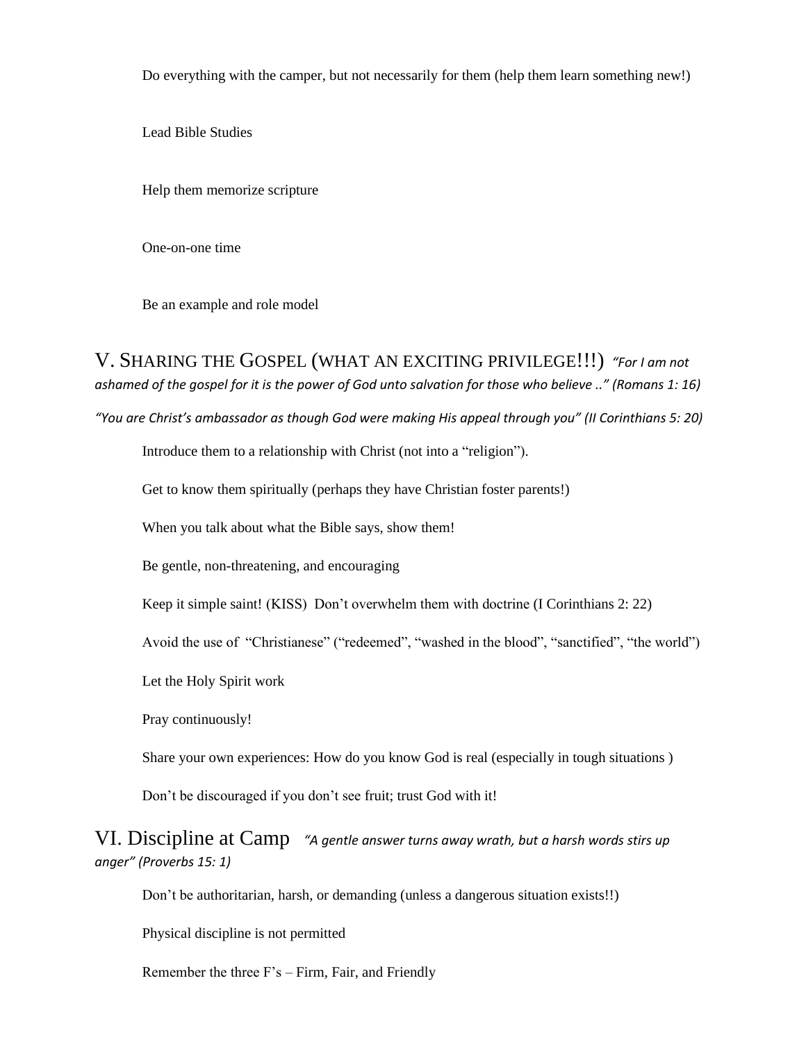Do everything with the camper, but not necessarily for them (help them learn something new!)

Lead Bible Studies

Help them memorize scripture

One-on-one time

Be an example and role model

## V. Sharing the Gospel (What an exciting privilege!!!) *"For I am not ashamed of the gospel for it is the power of God unto salvation for those who believe .." (Romans 1: 16)*

*"You are Christ's ambassador as though God were making His appeal through you" (II Corinthians 5: 20)*

Introduce them to a relationship with Christ (not into a "religion").

Get to know them spiritually (perhaps they have Christian foster parents!)

When you talk about what the Bible says, show them!

Be gentle, non-threatening, and encouraging

Keep it simple saint! (KISS) Don't overwhelm them with doctrine (I Corinthians 2: 22)

Avoid the use of "Christianese" ("redeemed", "washed in the blood", "sanctified", "the world")

Let the Holy Spirit work

Pray continuously!

Share your own experiences: How do you know God is real (especially in tough situations )

Don't be discouraged if you don't see fruit; trust God with it!

## VI. Discipline at Camp *"A gentle answer turns away wrath, but a harsh words stirs up anger" (Proverbs 15: 1)*

Don't be authoritarian, harsh, or demanding (unless a dangerous situation exists!!)

Physical discipline is not permitted

Remember the three F's – Firm, Fair, and Friendly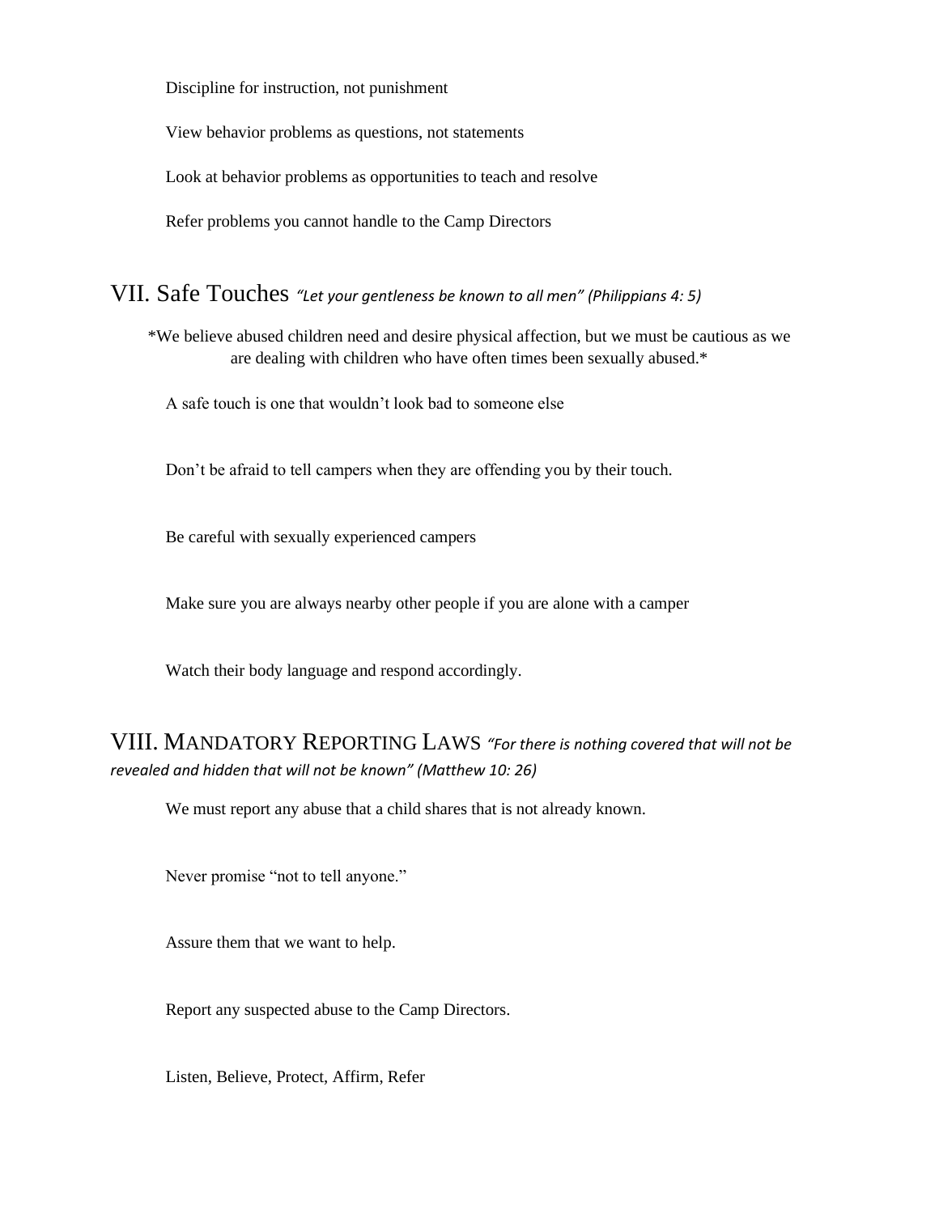Discipline for instruction, not punishment

View behavior problems as questions, not statements

Look at behavior problems as opportunities to teach and resolve

Refer problems you cannot handle to the Camp Directors

## VII. Safe Touches *"Let your gentleness be known to all men" (Philippians 4: 5)*

*We believe abused children need and desire physical affection, but we must be cautious as we are dealing with children who have often times been sexually abused.*

A safe touch is one that wouldn't look bad to someone else

Don't be afraid to tell campers when they are offending you by their touch.

Be careful with sexually experienced campers

Make sure you are always nearby other people if you are alone with a camper

Watch their body language and respond accordingly.

## VIII. MANDATORY REPORTING LAWS *"For there is nothing covered that will not be revealed and hidden that will not be known" (Matthew 10: 26)*

We must report any abuse that a child shares that is not already known.

Never promise "not to tell anyone."

Assure them that we want to help.

Report any suspected abuse to the Camp Directors.

Listen, Believe, Protect, Affirm, Refer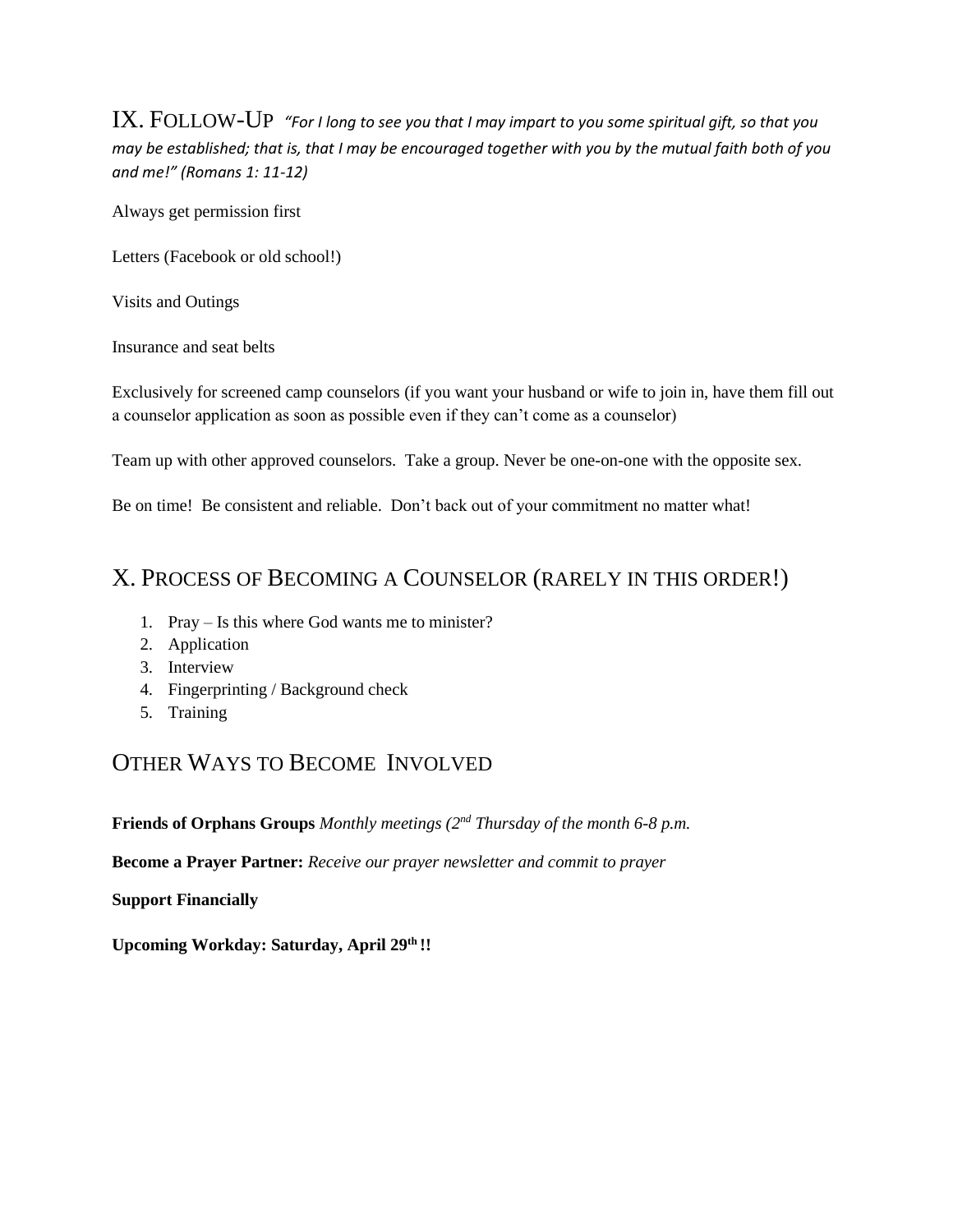## IX. Follow-Up *"For I long to see you that I may impart to you some spiritual gift, so that you may be established; that is, that I may be encouraged together with you by the mutual faith both of you and me!" (Romans 1: 11-12)*

Always get permission first

Letters (Facebook or old school!)

Visits and Outings

Insurance and seat belts

Exclusively for screened camp counselors (if you want your husband or wife to join in, have them fill out a counselor application as soon as possible even if they can't come as a counselor)

Team up with other approved counselors. Take a group. Never be one-on-one with the opposite sex.

Be on time! Be consistent and reliable. Don't back out of your commitment no matter what!

## X. Process of Becoming a Counselor (rarely in this order!)

1. Pray – Is this where God wants me to minister?
2. Application
3. Interview
4. Fingerprinting / Background check
5. Training

## Other Ways to Become Involved

**Friends of Orphans Groups** *Monthly meetings (2nd Thursday of the month 6-8 p.m.*

**Become a Prayer Partner:** *Receive our prayer newsletter and commit to prayer*

**Support Financially**

**Upcoming Workday: Saturday, April 29th !!**